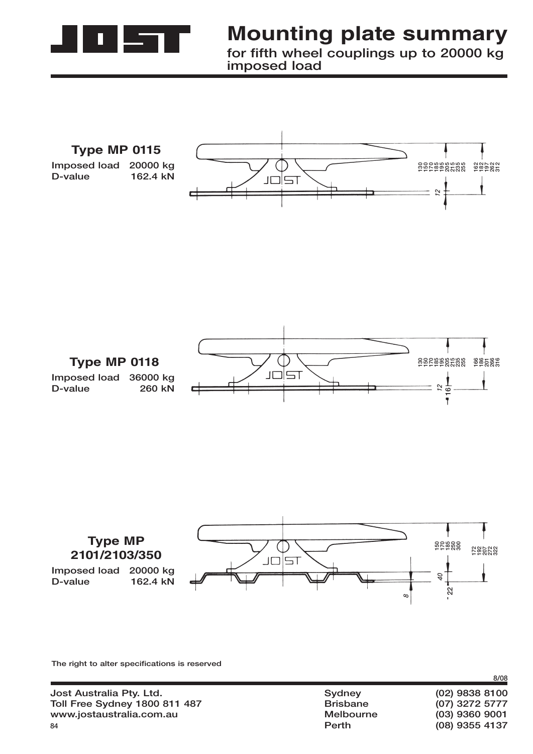# Mounting plate summary

## for fifth wheel couplings up to 20000 kg imposed load

### Type MP 0115

Imposed load 20000 kg
D-value 162.4 kN

### Type MP 0118

Imposed load 36000 kg
D-value 260 kN

### Type MP 2101/2103/350

Imposed load 20000 kg
D-value 162.4 kN

The right to alter specifications is reserved

8/08

Jost Australia Pty. Ltd.
Toll Free Sydney 1800 811 487
www.jostaustralia.com.au

| | |
|---|---|
| Sydney | (02) 9838 8100 |
| Brisbane | (07) 3272 5777 |
| Melbourne | (03) 9360 9001 |
| Perth | (08) 9355 4137 |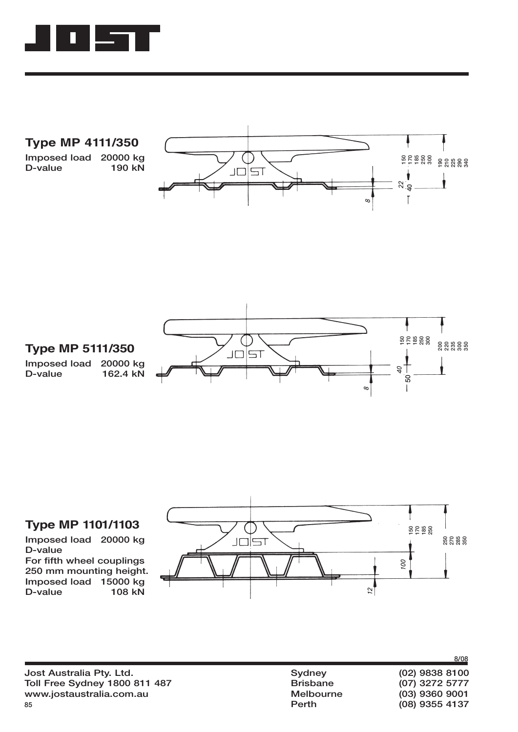## Type MP 4111/350

Imposed load 20000 kg
D-value 190 kN

150
170
185
250
300

190
210
225
290
340

22
40
8

## Type MP 5111/350

Imposed load 20000 kg
D-value 162.4 kN

150
170
185
250
300

200
220
235
300
350

40
50
8

## Type MP 1101/1103

Imposed load 20000 kg
D-value
For fifth wheel couplings 250 mm mounting height.
Imposed load 15000 kg
D-value 108 kN

150
170
185
250

250
270
285
350

100
12

8/08

Jost Australia Pty. Ltd.
Toll Free Sydney 1800 811 487
www.jostaustralia.com.au

| | |
|---|---|
| Sydney | (02) 9838 8100 |
| Brisbane | (07) 3272 5777 |
| Melbourne | (03) 9360 9001 |
| Perth | (08) 9355 4137 |